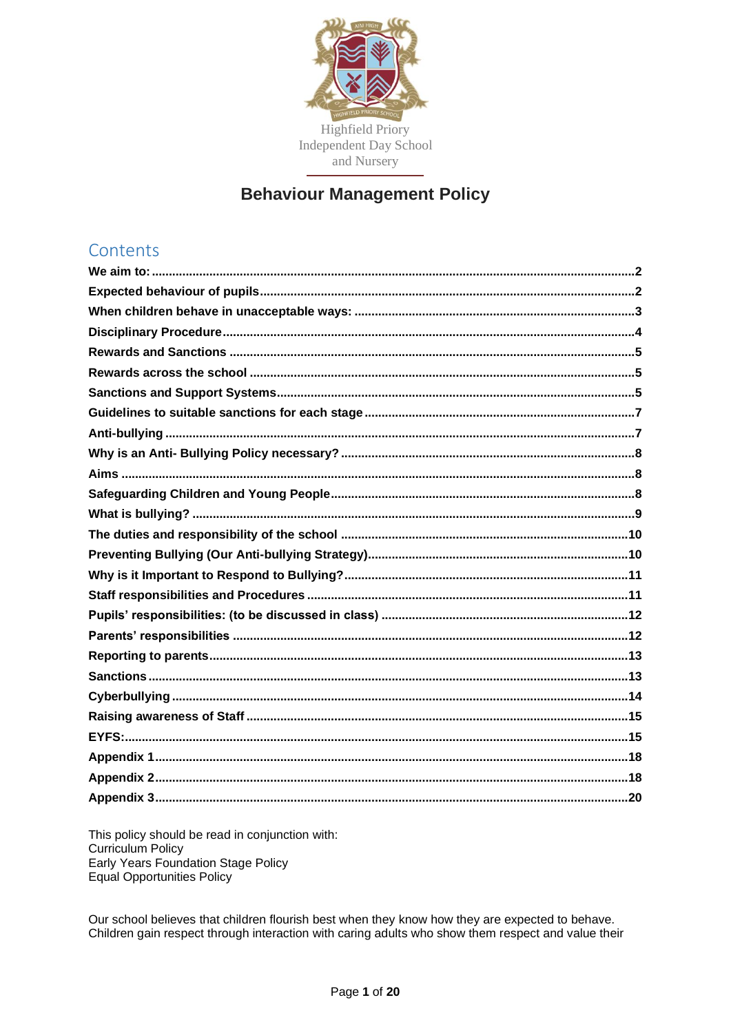Highfield Priory
Independent Day School
and Nursery

# Behaviour Management Policy

## Contents

- We aim to: ... 2
- Expected behaviour of pupils ... 2
- When children behave in unacceptable ways: ... 3
- Disciplinary Procedure ... 4
- Rewards and Sanctions ... 5
- Rewards across the school ... 5
- Sanctions and Support Systems ... 5
- Guidelines to suitable sanctions for each stage ... 7
- Anti-bullying ... 7
- Why is an Anti- Bullying Policy necessary? ... 8
- Aims ... 8
- Safeguarding Children and Young People ... 8
- What is bullying? ... 9
- The duties and responsibility of the school ... 10
- Preventing Bullying (Our Anti-bullying Strategy) ... 10
- Why is it Important to Respond to Bullying? ... 11
- Staff responsibilities and Procedures ... 11
- Pupils' responsibilities: (to be discussed in class) ... 12
- Parents' responsibilities ... 12
- Reporting to parents ... 13
- Sanctions ... 13
- Cyberbullying ... 14
- Raising awareness of Staff ... 15
- EYFS: ... 15
- Appendix 1 ... 18
- Appendix 2 ... 18
- Appendix 3 ... 20

This policy should be read in conjunction with:
Curriculum Policy
Early Years Foundation Stage Policy
Equal Opportunities Policy

Our school believes that children flourish best when they know how they are expected to behave. Children gain respect through interaction with caring adults who show them respect and value their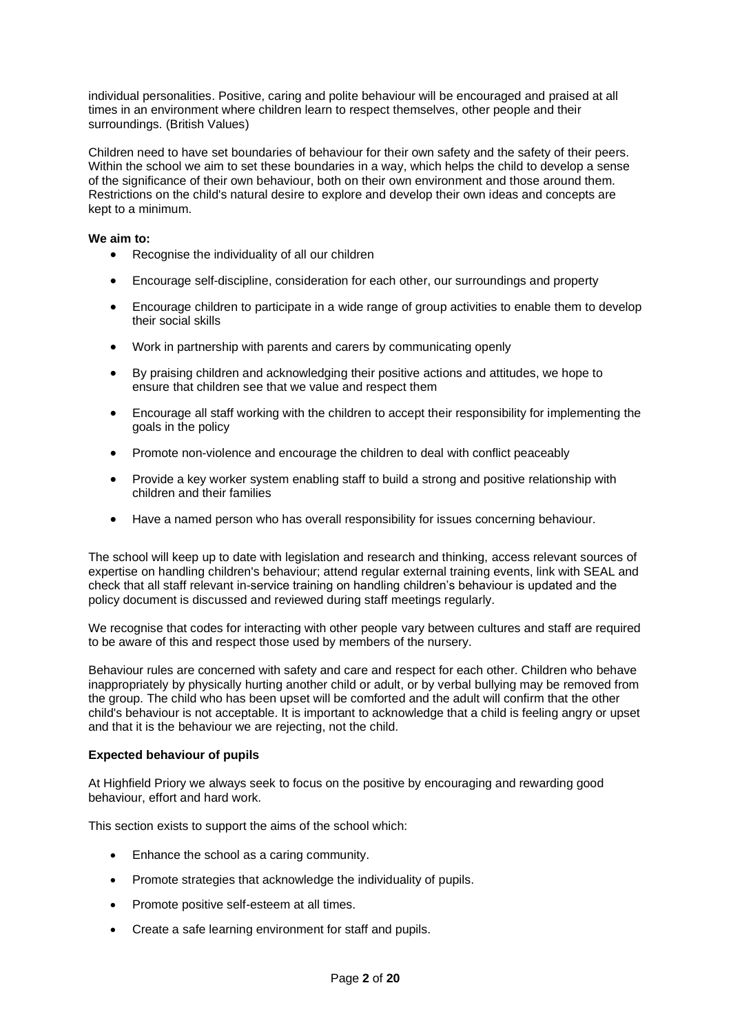individual personalities. Positive, caring and polite behaviour will be encouraged and praised at all times in an environment where children learn to respect themselves, other people and their surroundings. (British Values)

Children need to have set boundaries of behaviour for their own safety and the safety of their peers. Within the school we aim to set these boundaries in a way, which helps the child to develop a sense of the significance of their own behaviour, both on their own environment and those around them. Restrictions on the child's natural desire to explore and develop their own ideas and concepts are kept to a minimum.

**We aim to:**

- Recognise the individuality of all our children
- Encourage self-discipline, consideration for each other, our surroundings and property
- Encourage children to participate in a wide range of group activities to enable them to develop their social skills
- Work in partnership with parents and carers by communicating openly
- By praising children and acknowledging their positive actions and attitudes, we hope to ensure that children see that we value and respect them
- Encourage all staff working with the children to accept their responsibility for implementing the goals in the policy
- Promote non-violence and encourage the children to deal with conflict peaceably
- Provide a key worker system enabling staff to build a strong and positive relationship with children and their families
- Have a named person who has overall responsibility for issues concerning behaviour.

The school will keep up to date with legislation and research and thinking, access relevant sources of expertise on handling children's behaviour; attend regular external training events, link with SEAL and check that all staff relevant in-service training on handling children's behaviour is updated and the policy document is discussed and reviewed during staff meetings regularly.

We recognise that codes for interacting with other people vary between cultures and staff are required to be aware of this and respect those used by members of the nursery.

Behaviour rules are concerned with safety and care and respect for each other. Children who behave inappropriately by physically hurting another child or adult, or by verbal bullying may be removed from the group. The child who has been upset will be comforted and the adult will confirm that the other child's behaviour is not acceptable. It is important to acknowledge that a child is feeling angry or upset and that it is the behaviour we are rejecting, not the child.

**Expected behaviour of pupils**

At Highfield Priory we always seek to focus on the positive by encouraging and rewarding good behaviour, effort and hard work.

This section exists to support the aims of the school which:

- Enhance the school as a caring community.
- Promote strategies that acknowledge the individuality of pupils.
- Promote positive self-esteem at all times.
- Create a safe learning environment for staff and pupils.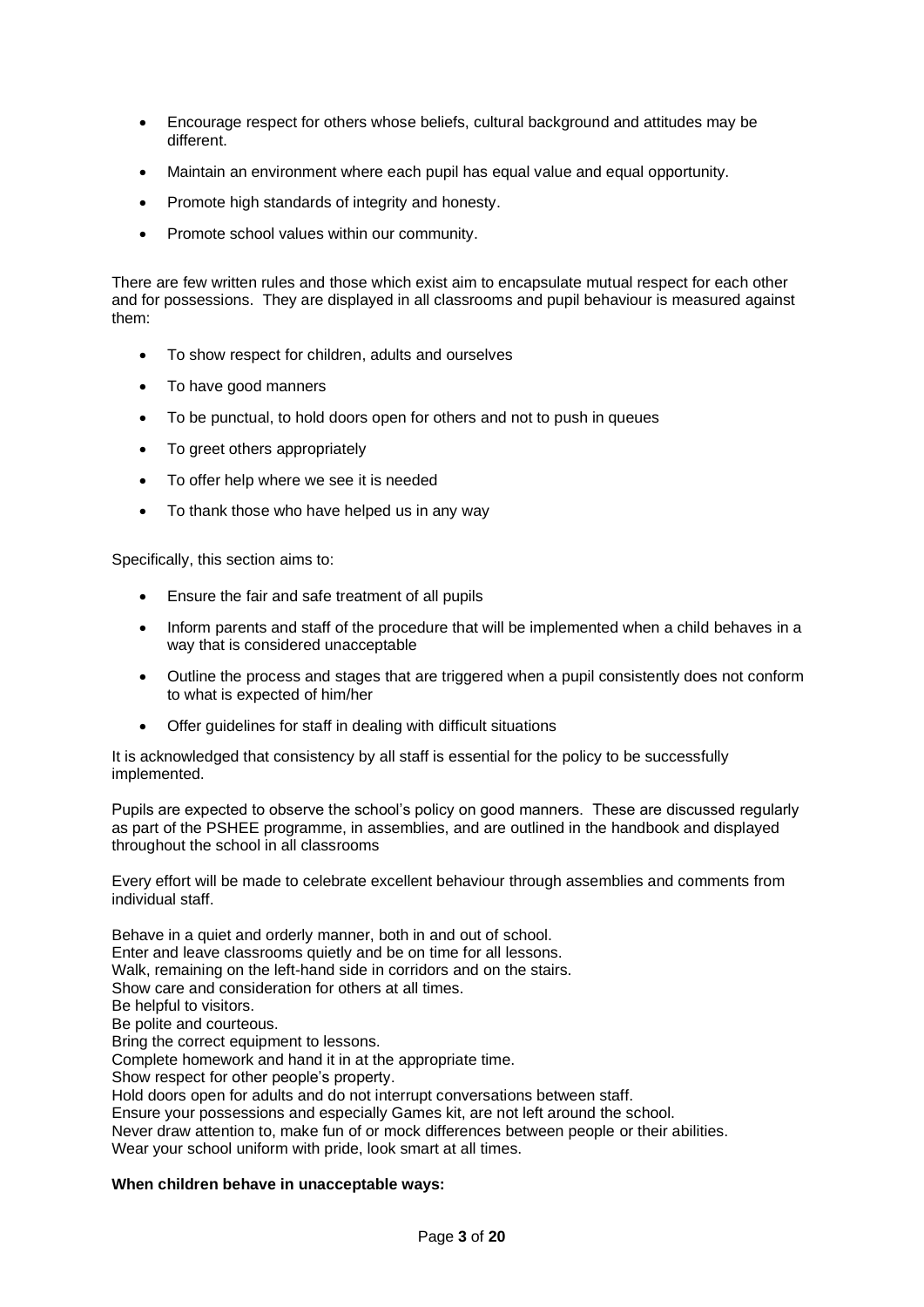- Encourage respect for others whose beliefs, cultural background and attitudes may be different.
- Maintain an environment where each pupil has equal value and equal opportunity.
- Promote high standards of integrity and honesty.
- Promote school values within our community.

There are few written rules and those which exist aim to encapsulate mutual respect for each other and for possessions. They are displayed in all classrooms and pupil behaviour is measured against them:

- To show respect for children, adults and ourselves
- To have good manners
- To be punctual, to hold doors open for others and not to push in queues
- To greet others appropriately
- To offer help where we see it is needed
- To thank those who have helped us in any way

Specifically, this section aims to:

- Ensure the fair and safe treatment of all pupils
- Inform parents and staff of the procedure that will be implemented when a child behaves in a way that is considered unacceptable
- Outline the process and stages that are triggered when a pupil consistently does not conform to what is expected of him/her
- Offer guidelines for staff in dealing with difficult situations

It is acknowledged that consistency by all staff is essential for the policy to be successfully implemented.

Pupils are expected to observe the school's policy on good manners. These are discussed regularly as part of the PSHEE programme, in assemblies, and are outlined in the handbook and displayed throughout the school in all classrooms

Every effort will be made to celebrate excellent behaviour through assemblies and comments from individual staff.

Behave in a quiet and orderly manner, both in and out of school.
Enter and leave classrooms quietly and be on time for all lessons.
Walk, remaining on the left-hand side in corridors and on the stairs.
Show care and consideration for others at all times.
Be helpful to visitors.
Be polite and courteous.
Bring the correct equipment to lessons.
Complete homework and hand it in at the appropriate time.
Show respect for other people's property.
Hold doors open for adults and do not interrupt conversations between staff.
Ensure your possessions and especially Games kit, are not left around the school.
Never draw attention to, make fun of or mock differences between people or their abilities.
Wear your school uniform with pride, look smart at all times.

**When children behave in unacceptable ways:**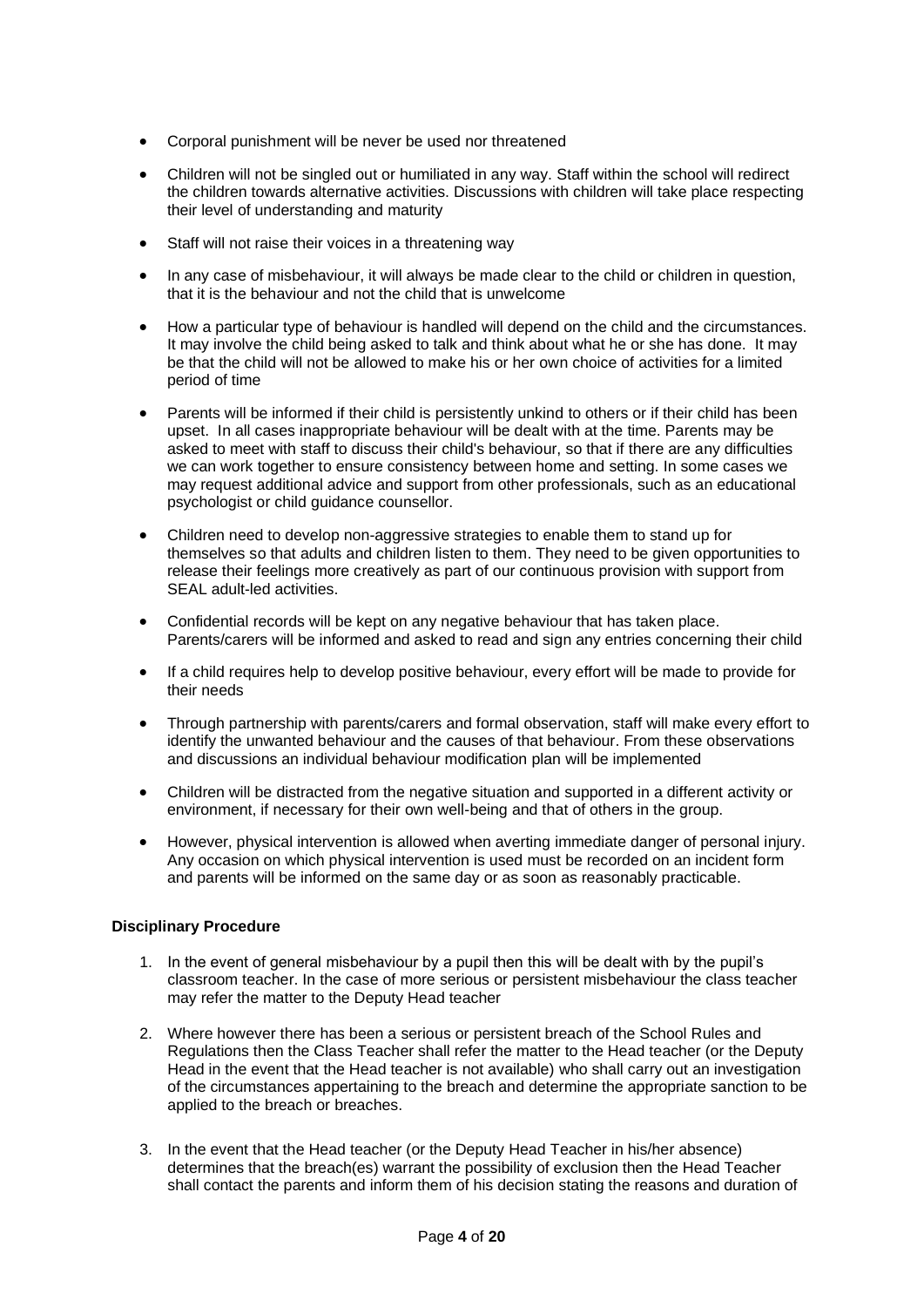- Corporal punishment will be never be used nor threatened
- Children will not be singled out or humiliated in any way. Staff within the school will redirect the children towards alternative activities. Discussions with children will take place respecting their level of understanding and maturity
- Staff will not raise their voices in a threatening way
- In any case of misbehaviour, it will always be made clear to the child or children in question, that it is the behaviour and not the child that is unwelcome
- How a particular type of behaviour is handled will depend on the child and the circumstances. It may involve the child being asked to talk and think about what he or she has done. It may be that the child will not be allowed to make his or her own choice of activities for a limited period of time
- Parents will be informed if their child is persistently unkind to others or if their child has been upset. In all cases inappropriate behaviour will be dealt with at the time. Parents may be asked to meet with staff to discuss their child's behaviour, so that if there are any difficulties we can work together to ensure consistency between home and setting. In some cases we may request additional advice and support from other professionals, such as an educational psychologist or child guidance counsellor.
- Children need to develop non-aggressive strategies to enable them to stand up for themselves so that adults and children listen to them. They need to be given opportunities to release their feelings more creatively as part of our continuous provision with support from SEAL adult-led activities.
- Confidential records will be kept on any negative behaviour that has taken place. Parents/carers will be informed and asked to read and sign any entries concerning their child
- If a child requires help to develop positive behaviour, every effort will be made to provide for their needs
- Through partnership with parents/carers and formal observation, staff will make every effort to identify the unwanted behaviour and the causes of that behaviour. From these observations and discussions an individual behaviour modification plan will be implemented
- Children will be distracted from the negative situation and supported in a different activity or environment, if necessary for their own well-being and that of others in the group.
- However, physical intervention is allowed when averting immediate danger of personal injury. Any occasion on which physical intervention is used must be recorded on an incident form and parents will be informed on the same day or as soon as reasonably practicable.

**Disciplinary Procedure**

1. In the event of general misbehaviour by a pupil then this will be dealt with by the pupil's classroom teacher. In the case of more serious or persistent misbehaviour the class teacher may refer the matter to the Deputy Head teacher
2. Where however there has been a serious or persistent breach of the School Rules and Regulations then the Class Teacher shall refer the matter to the Head teacher (or the Deputy Head in the event that the Head teacher is not available) who shall carry out an investigation of the circumstances appertaining to the breach and determine the appropriate sanction to be applied to the breach or breaches.
3. In the event that the Head teacher (or the Deputy Head Teacher in his/her absence) determines that the breach(es) warrant the possibility of exclusion then the Head Teacher shall contact the parents and inform them of his decision stating the reasons and duration of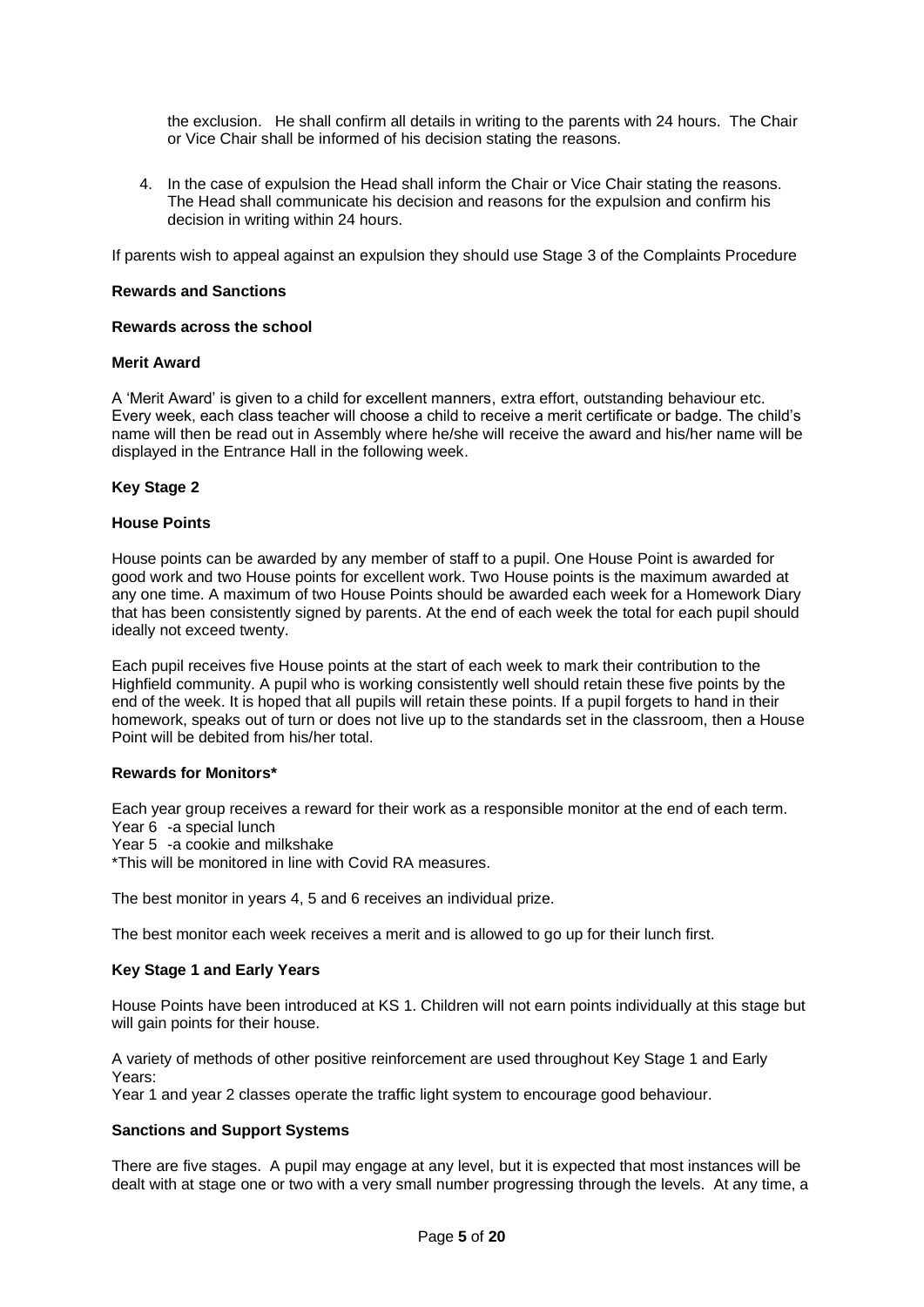the exclusion. He shall confirm all details in writing to the parents with 24 hours. The Chair or Vice Chair shall be informed of his decision stating the reasons.

4. In the case of expulsion the Head shall inform the Chair or Vice Chair stating the reasons. The Head shall communicate his decision and reasons for the expulsion and confirm his decision in writing within 24 hours.

If parents wish to appeal against an expulsion they should use Stage 3 of the Complaints Procedure

**Rewards and Sanctions**

**Rewards across the school**

**Merit Award**

A 'Merit Award' is given to a child for excellent manners, extra effort, outstanding behaviour etc. Every week, each class teacher will choose a child to receive a merit certificate or badge. The child's name will then be read out in Assembly where he/she will receive the award and his/her name will be displayed in the Entrance Hall in the following week.

**Key Stage 2**

**House Points**

House points can be awarded by any member of staff to a pupil. One House Point is awarded for good work and two House points for excellent work. Two House points is the maximum awarded at any one time. A maximum of two House Points should be awarded each week for a Homework Diary that has been consistently signed by parents. At the end of each week the total for each pupil should ideally not exceed twenty.

Each pupil receives five House points at the start of each week to mark their contribution to the Highfield community. A pupil who is working consistently well should retain these five points by the end of the week. It is hoped that all pupils will retain these points. If a pupil forgets to hand in their homework, speaks out of turn or does not live up to the standards set in the classroom, then a House Point will be debited from his/her total.

**Rewards for Monitors***

Each year group receives a reward for their work as a responsible monitor at the end of each term.
Year 6 -a special lunch
Year 5 -a cookie and milkshake
*This will be monitored in line with Covid RA measures.

The best monitor in years 4, 5 and 6 receives an individual prize.

The best monitor each week receives a merit and is allowed to go up for their lunch first.

**Key Stage 1 and Early Years**

House Points have been introduced at KS 1. Children will not earn points individually at this stage but will gain points for their house.

A variety of methods of other positive reinforcement are used throughout Key Stage 1 and Early Years:
Year 1 and year 2 classes operate the traffic light system to encourage good behaviour.

**Sanctions and Support Systems**

There are five stages. A pupil may engage at any level, but it is expected that most instances will be dealt with at stage one or two with a very small number progressing through the levels. At any time, a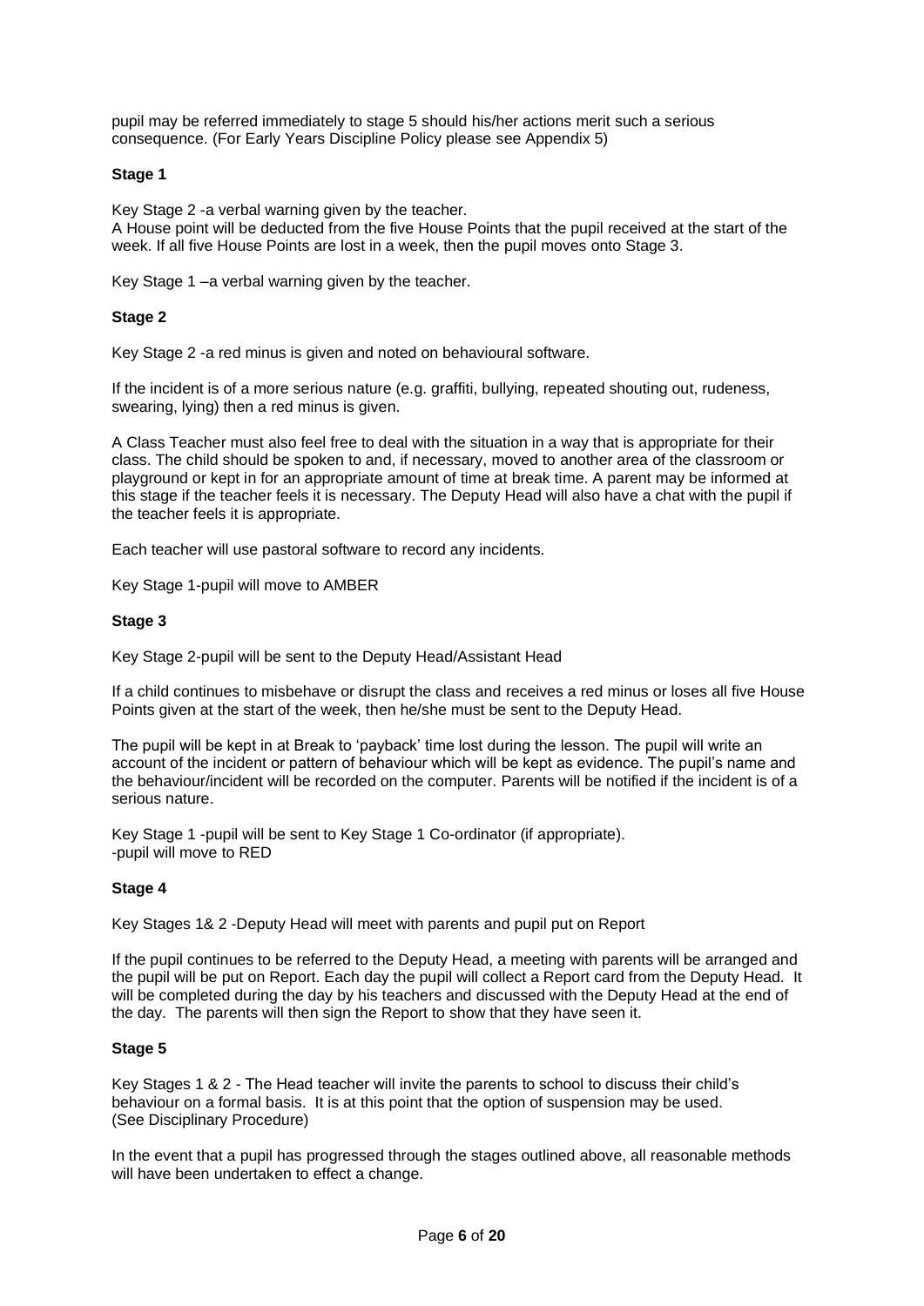pupil may be referred immediately to stage 5 should his/her actions merit such a serious consequence. (For Early Years Discipline Policy please see Appendix 5)

**Stage 1**

Key Stage 2 -a verbal warning given by the teacher.
A House point will be deducted from the five House Points that the pupil received at the start of the week. If all five House Points are lost in a week, then the pupil moves onto Stage 3.

Key Stage 1 –a verbal warning given by the teacher.

**Stage 2**

Key Stage 2 -a red minus is given and noted on behavioural software.

If the incident is of a more serious nature (e.g. graffiti, bullying, repeated shouting out, rudeness, swearing, lying) then a red minus is given.

A Class Teacher must also feel free to deal with the situation in a way that is appropriate for their class. The child should be spoken to and, if necessary, moved to another area of the classroom or playground or kept in for an appropriate amount of time at break time. A parent may be informed at this stage if the teacher feels it is necessary. The Deputy Head will also have a chat with the pupil if the teacher feels it is appropriate.

Each teacher will use pastoral software to record any incidents.

Key Stage 1-pupil will move to AMBER

**Stage 3**

Key Stage 2-pupil will be sent to the Deputy Head/Assistant Head

If a child continues to misbehave or disrupt the class and receives a red minus or loses all five House Points given at the start of the week, then he/she must be sent to the Deputy Head.

The pupil will be kept in at Break to 'payback' time lost during the lesson. The pupil will write an account of the incident or pattern of behaviour which will be kept as evidence. The pupil's name and the behaviour/incident will be recorded on the computer. Parents will be notified if the incident is of a serious nature.

Key Stage 1 -pupil will be sent to Key Stage 1 Co-ordinator (if appropriate).
-pupil will move to RED

**Stage 4**

Key Stages 1& 2 -Deputy Head will meet with parents and pupil put on Report

If the pupil continues to be referred to the Deputy Head, a meeting with parents will be arranged and the pupil will be put on Report. Each day the pupil will collect a Report card from the Deputy Head. It will be completed during the day by his teachers and discussed with the Deputy Head at the end of the day. The parents will then sign the Report to show that they have seen it.

**Stage 5**

Key Stages 1 & 2 - The Head teacher will invite the parents to school to discuss their child's behaviour on a formal basis. It is at this point that the option of suspension may be used. (See Disciplinary Procedure)

In the event that a pupil has progressed through the stages outlined above, all reasonable methods will have been undertaken to effect a change.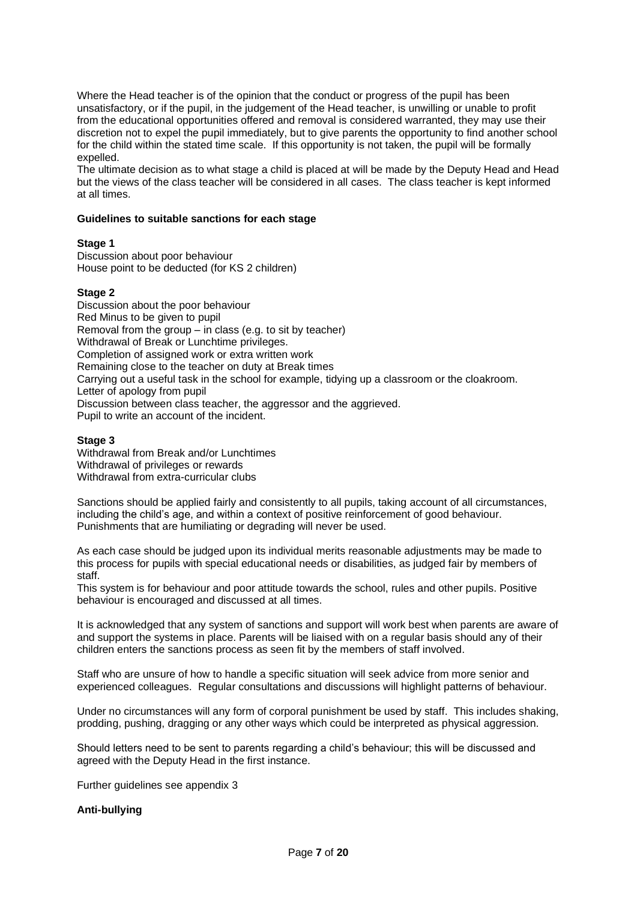Where the Head teacher is of the opinion that the conduct or progress of the pupil has been unsatisfactory, or if the pupil, in the judgement of the Head teacher, is unwilling or unable to profit from the educational opportunities offered and removal is considered warranted, they may use their discretion not to expel the pupil immediately, but to give parents the opportunity to find another school for the child within the stated time scale. If this opportunity is not taken, the pupil will be formally expelled.
The ultimate decision as to what stage a child is placed at will be made by the Deputy Head and Head but the views of the class teacher will be considered in all cases. The class teacher is kept informed at all times.

**Guidelines to suitable sanctions for each stage**

**Stage 1**
Discussion about poor behaviour
House point to be deducted (for KS 2 children)

**Stage 2**
Discussion about the poor behaviour
Red Minus to be given to pupil
Removal from the group – in class (e.g. to sit by teacher)
Withdrawal of Break or Lunchtime privileges.
Completion of assigned work or extra written work
Remaining close to the teacher on duty at Break times
Carrying out a useful task in the school for example, tidying up a classroom or the cloakroom.
Letter of apology from pupil
Discussion between class teacher, the aggressor and the aggrieved.
Pupil to write an account of the incident.

**Stage 3**
Withdrawal from Break and/or Lunchtimes
Withdrawal of privileges or rewards
Withdrawal from extra-curricular clubs

Sanctions should be applied fairly and consistently to all pupils, taking account of all circumstances, including the child's age, and within a context of positive reinforcement of good behaviour. Punishments that are humiliating or degrading will never be used.

As each case should be judged upon its individual merits reasonable adjustments may be made to this process for pupils with special educational needs or disabilities, as judged fair by members of staff.
This system is for behaviour and poor attitude towards the school, rules and other pupils. Positive behaviour is encouraged and discussed at all times.

It is acknowledged that any system of sanctions and support will work best when parents are aware of and support the systems in place. Parents will be liaised with on a regular basis should any of their children enters the sanctions process as seen fit by the members of staff involved.

Staff who are unsure of how to handle a specific situation will seek advice from more senior and experienced colleagues. Regular consultations and discussions will highlight patterns of behaviour.

Under no circumstances will any form of corporal punishment be used by staff. This includes shaking, prodding, pushing, dragging or any other ways which could be interpreted as physical aggression.

Should letters need to be sent to parents regarding a child's behaviour; this will be discussed and agreed with the Deputy Head in the first instance.

Further guidelines see appendix 3

**Anti-bullying**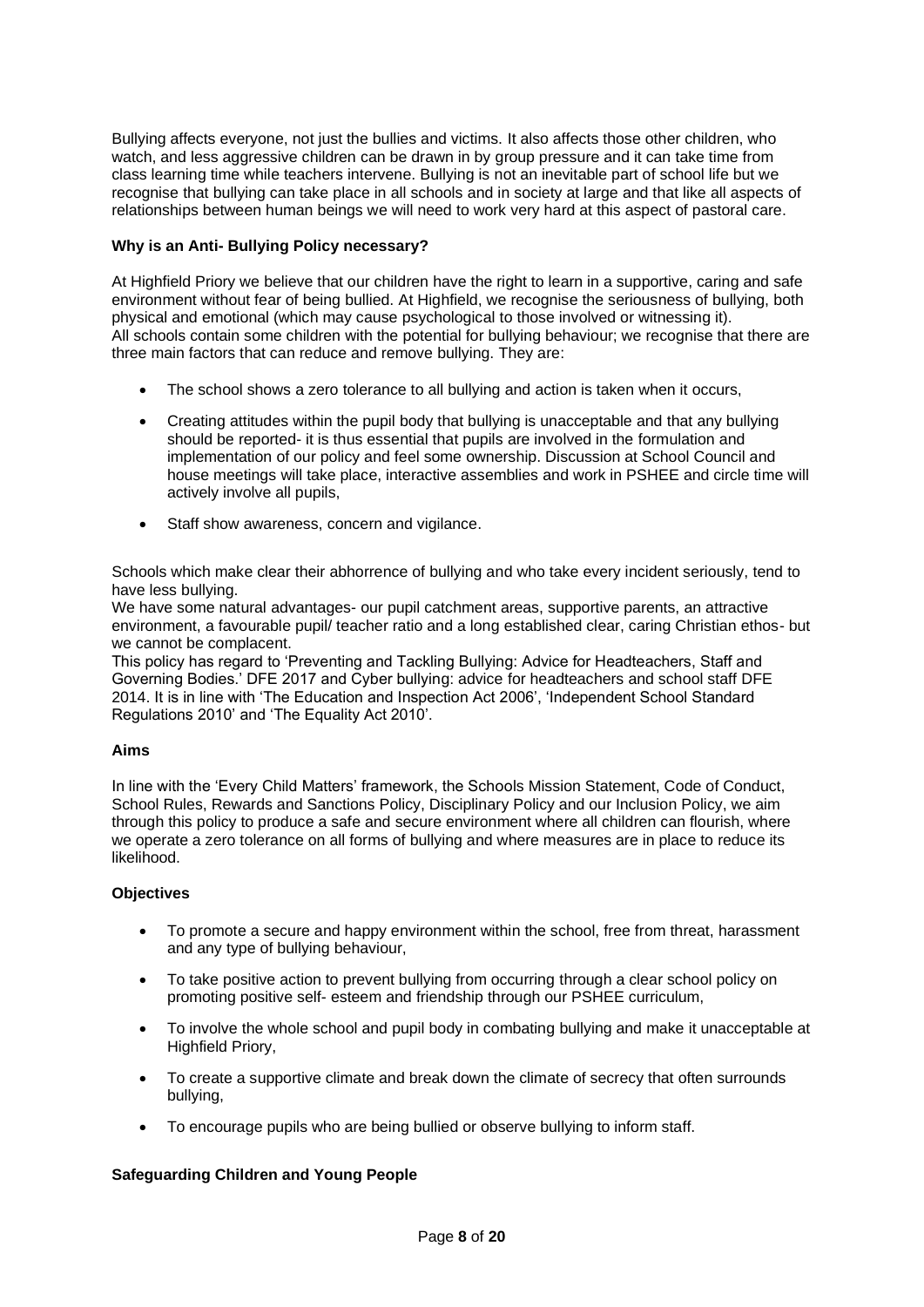Bullying affects everyone, not just the bullies and victims. It also affects those other children, who watch, and less aggressive children can be drawn in by group pressure and it can take time from class learning time while teachers intervene. Bullying is not an inevitable part of school life but we recognise that bullying can take place in all schools and in society at large and that like all aspects of relationships between human beings we will need to work very hard at this aspect of pastoral care.

**Why is an Anti- Bullying Policy necessary?**

At Highfield Priory we believe that our children have the right to learn in a supportive, caring and safe environment without fear of being bullied. At Highfield, we recognise the seriousness of bullying, both physical and emotional (which may cause psychological to those involved or witnessing it).
All schools contain some children with the potential for bullying behaviour; we recognise that there are three main factors that can reduce and remove bullying. They are:

- The school shows a zero tolerance to all bullying and action is taken when it occurs,
- Creating attitudes within the pupil body that bullying is unacceptable and that any bullying should be reported- it is thus essential that pupils are involved in the formulation and implementation of our policy and feel some ownership. Discussion at School Council and house meetings will take place, interactive assemblies and work in PSHEE and circle time will actively involve all pupils,
- Staff show awareness, concern and vigilance.

Schools which make clear their abhorrence of bullying and who take every incident seriously, tend to have less bullying.
We have some natural advantages- our pupil catchment areas, supportive parents, an attractive environment, a favourable pupil/ teacher ratio and a long established clear, caring Christian ethos- but we cannot be complacent.
This policy has regard to 'Preventing and Tackling Bullying: Advice for Headteachers, Staff and Governing Bodies.' DFE 2017 and Cyber bullying: advice for headteachers and school staff DFE 2014. It is in line with 'The Education and Inspection Act 2006', 'Independent School Standard Regulations 2010' and 'The Equality Act 2010'.

**Aims**

In line with the 'Every Child Matters' framework, the Schools Mission Statement, Code of Conduct, School Rules, Rewards and Sanctions Policy, Disciplinary Policy and our Inclusion Policy, we aim through this policy to produce a safe and secure environment where all children can flourish, where we operate a zero tolerance on all forms of bullying and where measures are in place to reduce its likelihood.

**Objectives**

- To promote a secure and happy environment within the school, free from threat, harassment and any type of bullying behaviour,
- To take positive action to prevent bullying from occurring through a clear school policy on promoting positive self- esteem and friendship through our PSHEE curriculum,
- To involve the whole school and pupil body in combating bullying and make it unacceptable at Highfield Priory,
- To create a supportive climate and break down the climate of secrecy that often surrounds bullying,
- To encourage pupils who are being bullied or observe bullying to inform staff.

**Safeguarding Children and Young People**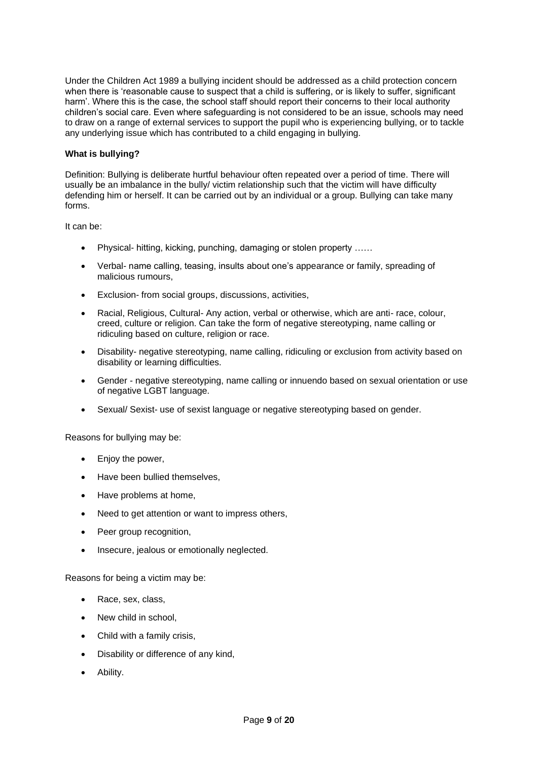Under the Children Act 1989 a bullying incident should be addressed as a child protection concern when there is 'reasonable cause to suspect that a child is suffering, or is likely to suffer, significant harm'. Where this is the case, the school staff should report their concerns to their local authority children's social care. Even where safeguarding is not considered to be an issue, schools may need to draw on a range of external services to support the pupil who is experiencing bullying, or to tackle any underlying issue which has contributed to a child engaging in bullying.

**What is bullying?**

Definition: Bullying is deliberate hurtful behaviour often repeated over a period of time. There will usually be an imbalance in the bully/ victim relationship such that the victim will have difficulty defending him or herself. It can be carried out by an individual or a group. Bullying can take many forms.

It can be:

- Physical- hitting, kicking, punching, damaging or stolen property ……
- Verbal- name calling, teasing, insults about one's appearance or family, spreading of malicious rumours,
- Exclusion- from social groups, discussions, activities,
- Racial, Religious, Cultural- Any action, verbal or otherwise, which are anti- race, colour, creed, culture or religion. Can take the form of negative stereotyping, name calling or ridiculing based on culture, religion or race.
- Disability- negative stereotyping, name calling, ridiculing or exclusion from activity based on disability or learning difficulties.
- Gender - negative stereotyping, name calling or innuendo based on sexual orientation or use of negative LGBT language.
- Sexual/ Sexist- use of sexist language or negative stereotyping based on gender.

Reasons for bullying may be:

- Enjoy the power,
- Have been bullied themselves,
- Have problems at home,
- Need to get attention or want to impress others,
- Peer group recognition,
- Insecure, jealous or emotionally neglected.

Reasons for being a victim may be:

- Race, sex, class,
- New child in school,
- Child with a family crisis,
- Disability or difference of any kind,
- Ability.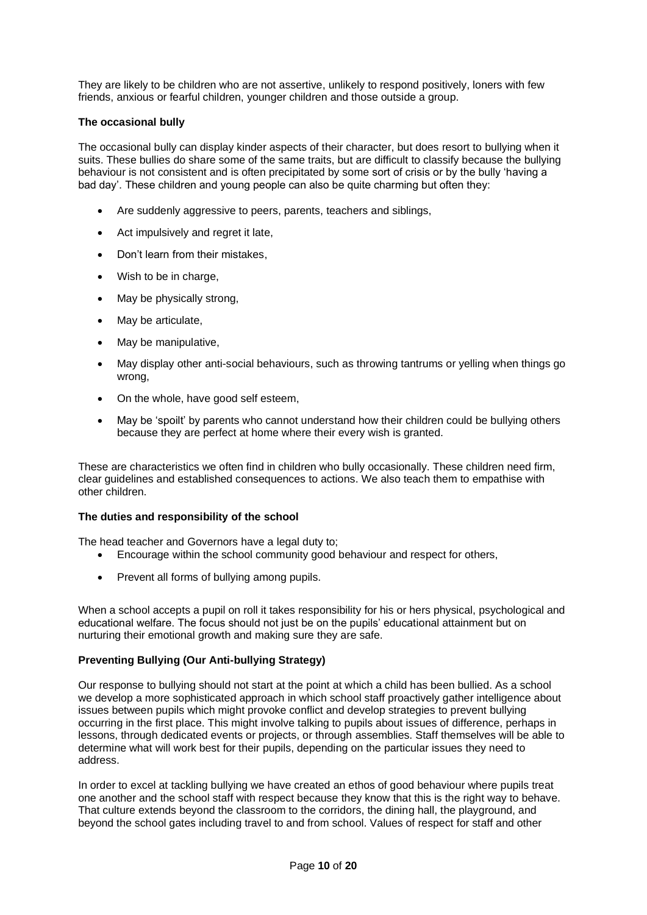They are likely to be children who are not assertive, unlikely to respond positively, loners with few friends, anxious or fearful children, younger children and those outside a group.

**The occasional bully**

The occasional bully can display kinder aspects of their character, but does resort to bullying when it suits. These bullies do share some of the same traits, but are difficult to classify because the bullying behaviour is not consistent and is often precipitated by some sort of crisis or by the bully 'having a bad day'. These children and young people can also be quite charming but often they:

- Are suddenly aggressive to peers, parents, teachers and siblings,
- Act impulsively and regret it late,
- Don't learn from their mistakes,
- Wish to be in charge,
- May be physically strong,
- May be articulate,
- May be manipulative,
- May display other anti-social behaviours, such as throwing tantrums or yelling when things go wrong,
- On the whole, have good self esteem,
- May be 'spoilt' by parents who cannot understand how their children could be bullying others because they are perfect at home where their every wish is granted.

These are characteristics we often find in children who bully occasionally. These children need firm, clear guidelines and established consequences to actions. We also teach them to empathise with other children.

**The duties and responsibility of the school**

The head teacher and Governors have a legal duty to;

- Encourage within the school community good behaviour and respect for others,
- Prevent all forms of bullying among pupils.

When a school accepts a pupil on roll it takes responsibility for his or hers physical, psychological and educational welfare. The focus should not just be on the pupils' educational attainment but on nurturing their emotional growth and making sure they are safe.

**Preventing Bullying (Our Anti-bullying Strategy)**

Our response to bullying should not start at the point at which a child has been bullied. As a school we develop a more sophisticated approach in which school staff proactively gather intelligence about issues between pupils which might provoke conflict and develop strategies to prevent bullying occurring in the first place. This might involve talking to pupils about issues of difference, perhaps in lessons, through dedicated events or projects, or through assemblies. Staff themselves will be able to determine what will work best for their pupils, depending on the particular issues they need to address.

In order to excel at tackling bullying we have created an ethos of good behaviour where pupils treat one another and the school staff with respect because they know that this is the right way to behave. That culture extends beyond the classroom to the corridors, the dining hall, the playground, and beyond the school gates including travel to and from school. Values of respect for staff and other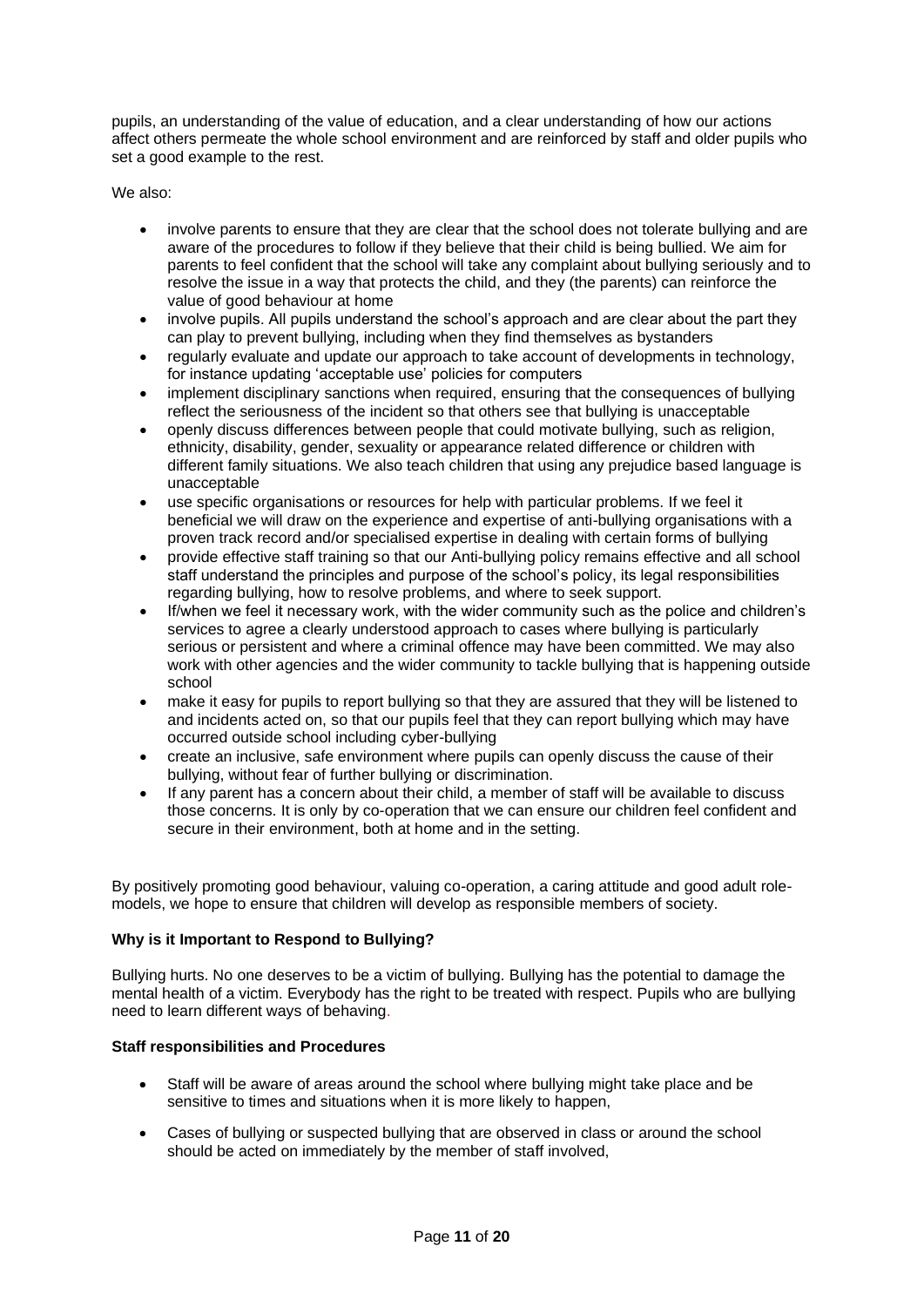pupils, an understanding of the value of education, and a clear understanding of how our actions affect others permeate the whole school environment and are reinforced by staff and older pupils who set a good example to the rest.

We also:

- involve parents to ensure that they are clear that the school does not tolerate bullying and are aware of the procedures to follow if they believe that their child is being bullied. We aim for parents to feel confident that the school will take any complaint about bullying seriously and to resolve the issue in a way that protects the child, and they (the parents) can reinforce the value of good behaviour at home
- involve pupils. All pupils understand the school's approach and are clear about the part they can play to prevent bullying, including when they find themselves as bystanders
- regularly evaluate and update our approach to take account of developments in technology, for instance updating 'acceptable use' policies for computers
- implement disciplinary sanctions when required, ensuring that the consequences of bullying reflect the seriousness of the incident so that others see that bullying is unacceptable
- openly discuss differences between people that could motivate bullying, such as religion, ethnicity, disability, gender, sexuality or appearance related difference or children with different family situations. We also teach children that using any prejudice based language is unacceptable
- use specific organisations or resources for help with particular problems. If we feel it beneficial we will draw on the experience and expertise of anti-bullying organisations with a proven track record and/or specialised expertise in dealing with certain forms of bullying
- provide effective staff training so that our Anti-bullying policy remains effective and all school staff understand the principles and purpose of the school's policy, its legal responsibilities regarding bullying, how to resolve problems, and where to seek support.
- If/when we feel it necessary work, with the wider community such as the police and children's services to agree a clearly understood approach to cases where bullying is particularly serious or persistent and where a criminal offence may have been committed. We may also work with other agencies and the wider community to tackle bullying that is happening outside school
- make it easy for pupils to report bullying so that they are assured that they will be listened to and incidents acted on, so that our pupils feel that they can report bullying which may have occurred outside school including cyber-bullying
- create an inclusive, safe environment where pupils can openly discuss the cause of their bullying, without fear of further bullying or discrimination.
- If any parent has a concern about their child, a member of staff will be available to discuss those concerns. It is only by co-operation that we can ensure our children feel confident and secure in their environment, both at home and in the setting.

By positively promoting good behaviour, valuing co-operation, a caring attitude and good adult role-models, we hope to ensure that children will develop as responsible members of society.

**Why is it Important to Respond to Bullying?**

Bullying hurts. No one deserves to be a victim of bullying. Bullying has the potential to damage the mental health of a victim. Everybody has the right to be treated with respect. Pupils who are bullying need to learn different ways of behaving.

**Staff responsibilities and Procedures**

- Staff will be aware of areas around the school where bullying might take place and be sensitive to times and situations when it is more likely to happen,
- Cases of bullying or suspected bullying that are observed in class or around the school should be acted on immediately by the member of staff involved,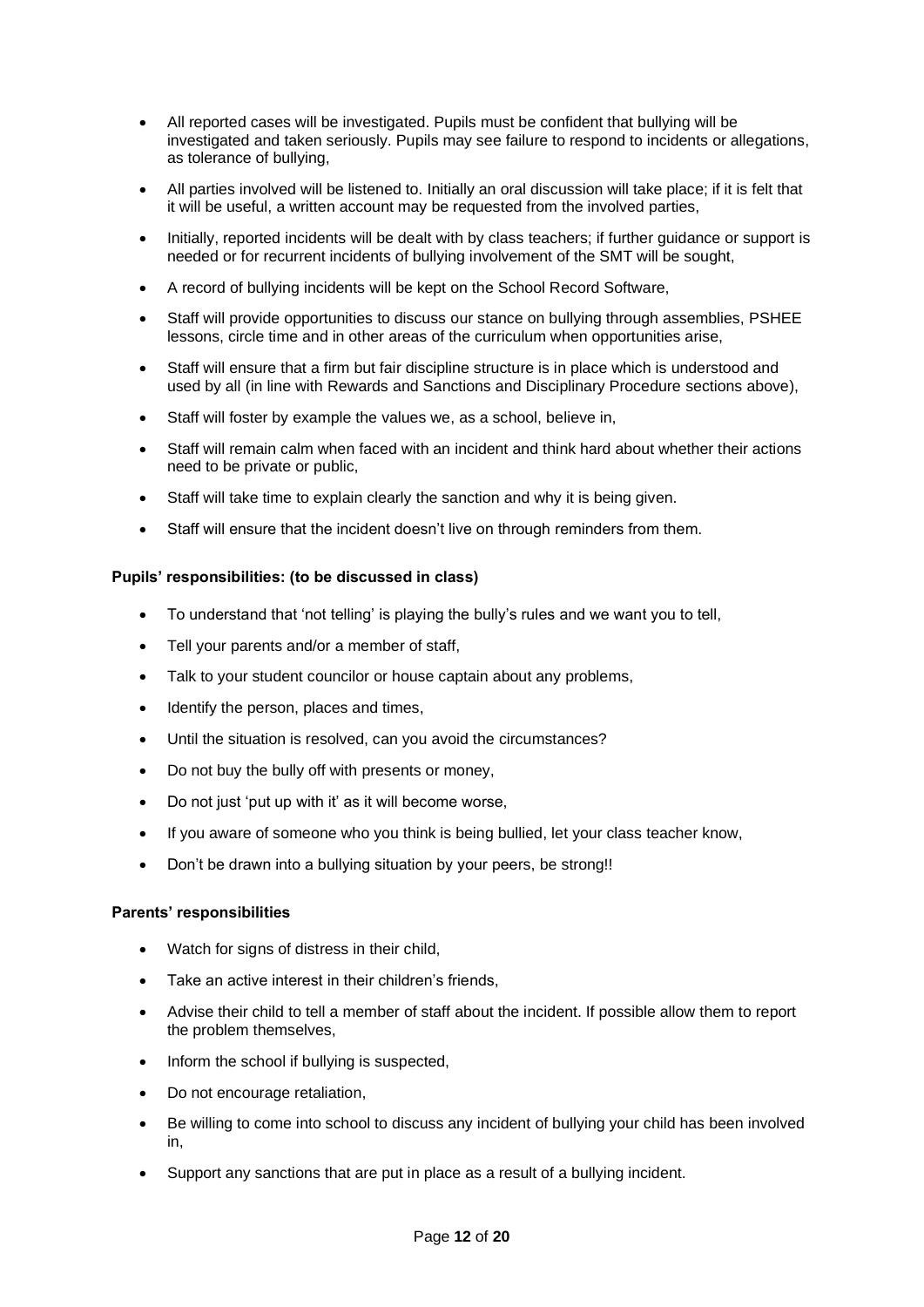- All reported cases will be investigated. Pupils must be confident that bullying will be investigated and taken seriously. Pupils may see failure to respond to incidents or allegations, as tolerance of bullying,
- All parties involved will be listened to. Initially an oral discussion will take place; if it is felt that it will be useful, a written account may be requested from the involved parties,
- Initially, reported incidents will be dealt with by class teachers; if further guidance or support is needed or for recurrent incidents of bullying involvement of the SMT will be sought,
- A record of bullying incidents will be kept on the School Record Software,
- Staff will provide opportunities to discuss our stance on bullying through assemblies, PSHEE lessons, circle time and in other areas of the curriculum when opportunities arise,
- Staff will ensure that a firm but fair discipline structure is in place which is understood and used by all (in line with Rewards and Sanctions and Disciplinary Procedure sections above),
- Staff will foster by example the values we, as a school, believe in,
- Staff will remain calm when faced with an incident and think hard about whether their actions need to be private or public,
- Staff will take time to explain clearly the sanction and why it is being given.
- Staff will ensure that the incident doesn't live on through reminders from them.

**Pupils' responsibilities: (to be discussed in class)**

- To understand that 'not telling' is playing the bully's rules and we want you to tell,
- Tell your parents and/or a member of staff,
- Talk to your student councilor or house captain about any problems,
- Identify the person, places and times,
- Until the situation is resolved, can you avoid the circumstances?
- Do not buy the bully off with presents or money,
- Do not just 'put up with it' as it will become worse,
- If you aware of someone who you think is being bullied, let your class teacher know,
- Don't be drawn into a bullying situation by your peers, be strong!!

**Parents' responsibilities**

- Watch for signs of distress in their child,
- Take an active interest in their children's friends,
- Advise their child to tell a member of staff about the incident. If possible allow them to report the problem themselves,
- Inform the school if bullying is suspected,
- Do not encourage retaliation,
- Be willing to come into school to discuss any incident of bullying your child has been involved in,
- Support any sanctions that are put in place as a result of a bullying incident.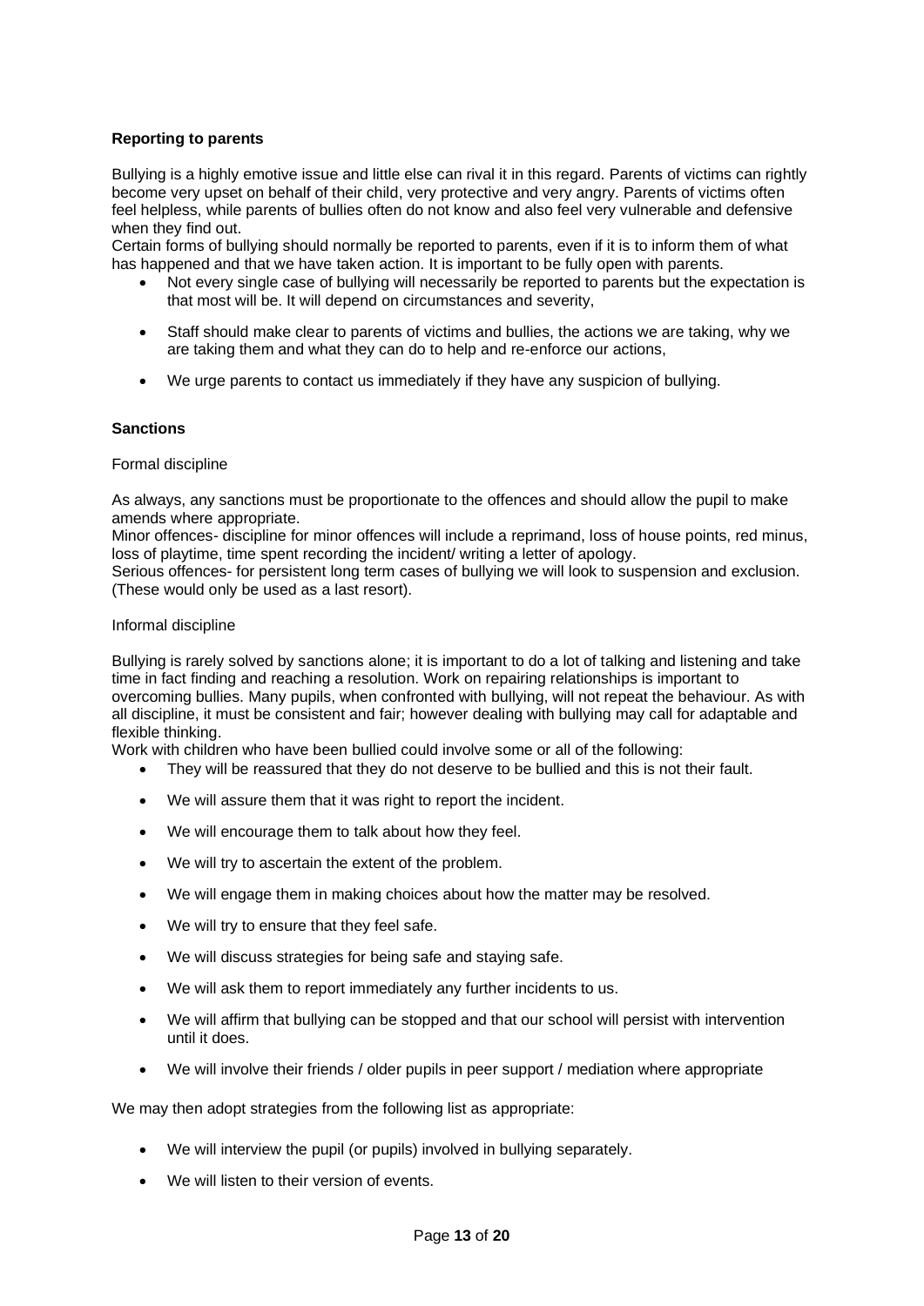**Reporting to parents**

Bullying is a highly emotive issue and little else can rival it in this regard. Parents of victims can rightly become very upset on behalf of their child, very protective and very angry. Parents of victims often feel helpless, while parents of bullies often do not know and also feel very vulnerable and defensive when they find out.
Certain forms of bullying should normally be reported to parents, even if it is to inform them of what has happened and that we have taken action. It is important to be fully open with parents.

- Not every single case of bullying will necessarily be reported to parents but the expectation is that most will be. It will depend on circumstances and severity,
- Staff should make clear to parents of victims and bullies, the actions we are taking, why we are taking them and what they can do to help and re-enforce our actions,
- We urge parents to contact us immediately if they have any suspicion of bullying.

**Sanctions**

Formal discipline

As always, any sanctions must be proportionate to the offences and should allow the pupil to make amends where appropriate.
Minor offences- discipline for minor offences will include a reprimand, loss of house points, red minus, loss of playtime, time spent recording the incident/ writing a letter of apology.
Serious offences- for persistent long term cases of bullying we will look to suspension and exclusion. (These would only be used as a last resort).

Informal discipline

Bullying is rarely solved by sanctions alone; it is important to do a lot of talking and listening and take time in fact finding and reaching a resolution. Work on repairing relationships is important to overcoming bullies. Many pupils, when confronted with bullying, will not repeat the behaviour. As with all discipline, it must be consistent and fair; however dealing with bullying may call for adaptable and flexible thinking.
Work with children who have been bullied could involve some or all of the following:

- They will be reassured that they do not deserve to be bullied and this is not their fault.
- We will assure them that it was right to report the incident.
- We will encourage them to talk about how they feel.
- We will try to ascertain the extent of the problem.
- We will engage them in making choices about how the matter may be resolved.
- We will try to ensure that they feel safe.
- We will discuss strategies for being safe and staying safe.
- We will ask them to report immediately any further incidents to us.
- We will affirm that bullying can be stopped and that our school will persist with intervention until it does.
- We will involve their friends / older pupils in peer support / mediation where appropriate

We may then adopt strategies from the following list as appropriate:

- We will interview the pupil (or pupils) involved in bullying separately.
- We will listen to their version of events.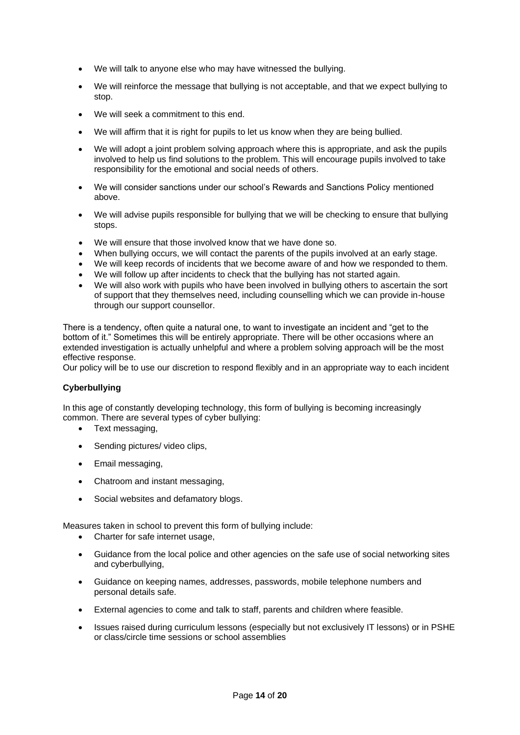- We will talk to anyone else who may have witnessed the bullying.
- We will reinforce the message that bullying is not acceptable, and that we expect bullying to stop.
- We will seek a commitment to this end.
- We will affirm that it is right for pupils to let us know when they are being bullied.
- We will adopt a joint problem solving approach where this is appropriate, and ask the pupils involved to help us find solutions to the problem. This will encourage pupils involved to take responsibility for the emotional and social needs of others.
- We will consider sanctions under our school's Rewards and Sanctions Policy mentioned above.
- We will advise pupils responsible for bullying that we will be checking to ensure that bullying stops.
- We will ensure that those involved know that we have done so.
- When bullying occurs, we will contact the parents of the pupils involved at an early stage.
- We will keep records of incidents that we become aware of and how we responded to them.
- We will follow up after incidents to check that the bullying has not started again.
- We will also work with pupils who have been involved in bullying others to ascertain the sort of support that they themselves need, including counselling which we can provide in-house through our support counsellor.

There is a tendency, often quite a natural one, to want to investigate an incident and "get to the bottom of it." Sometimes this will be entirely appropriate. There will be other occasions where an extended investigation is actually unhelpful and where a problem solving approach will be the most effective response.
Our policy will be to use our discretion to respond flexibly and in an appropriate way to each incident

**Cyberbullying**

In this age of constantly developing technology, this form of bullying is becoming increasingly common. There are several types of cyber bullying:

- Text messaging,
- Sending pictures/ video clips,
- Email messaging,
- Chatroom and instant messaging,
- Social websites and defamatory blogs.

Measures taken in school to prevent this form of bullying include:

- Charter for safe internet usage,
- Guidance from the local police and other agencies on the safe use of social networking sites and cyberbullying,
- Guidance on keeping names, addresses, passwords, mobile telephone numbers and personal details safe.
- External agencies to come and talk to staff, parents and children where feasible.
- Issues raised during curriculum lessons (especially but not exclusively IT lessons) or in PSHE or class/circle time sessions or school assemblies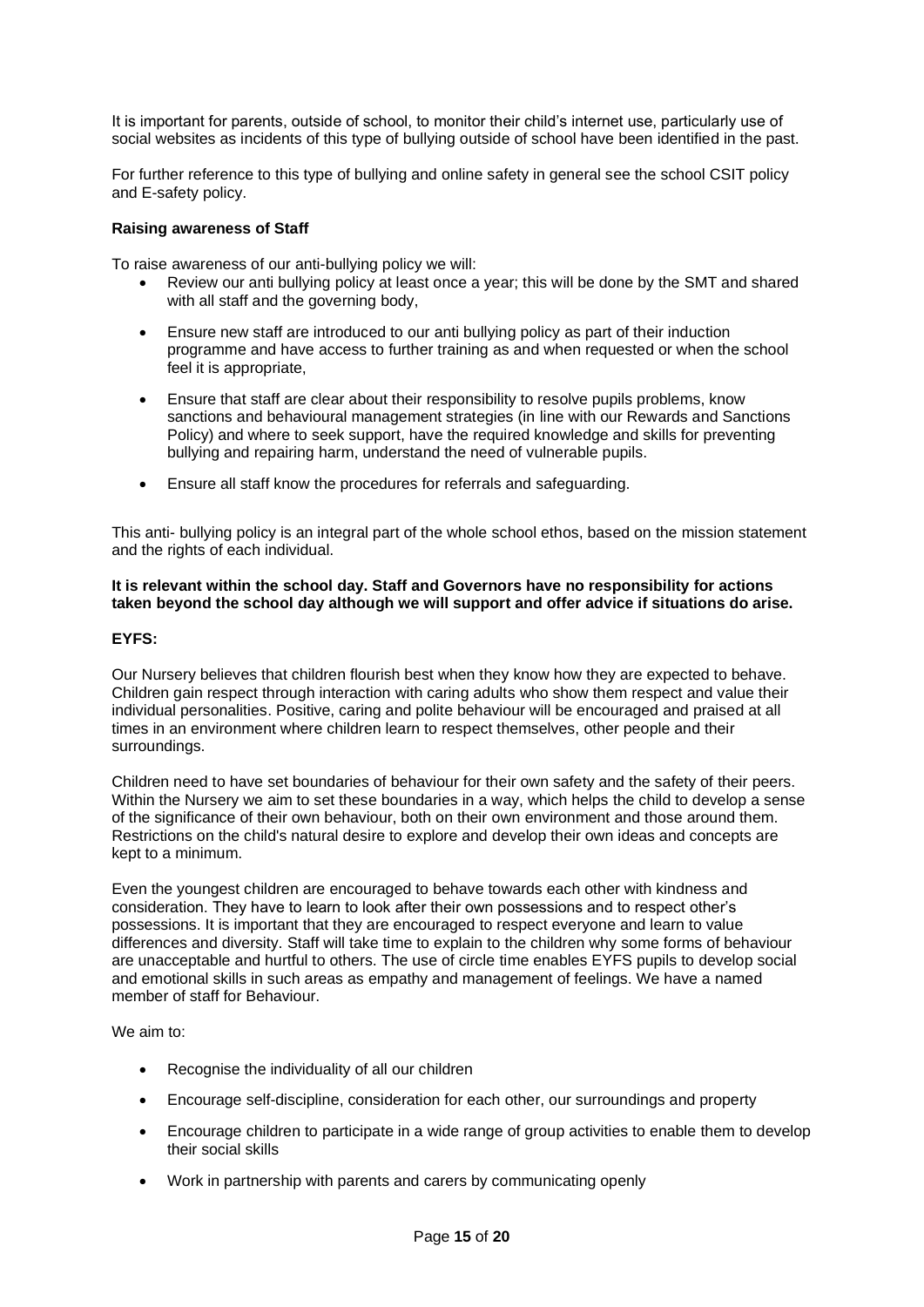It is important for parents, outside of school, to monitor their child's internet use, particularly use of social websites as incidents of this type of bullying outside of school have been identified in the past.

For further reference to this type of bullying and online safety in general see the school CSIT policy and E-safety policy.

**Raising awareness of Staff**

To raise awareness of our anti-bullying policy we will:

- Review our anti bullying policy at least once a year; this will be done by the SMT and shared with all staff and the governing body,
- Ensure new staff are introduced to our anti bullying policy as part of their induction programme and have access to further training as and when requested or when the school feel it is appropriate,
- Ensure that staff are clear about their responsibility to resolve pupils problems, know sanctions and behavioural management strategies (in line with our Rewards and Sanctions Policy) and where to seek support, have the required knowledge and skills for preventing bullying and repairing harm, understand the need of vulnerable pupils.
- Ensure all staff know the procedures for referrals and safeguarding.

This anti- bullying policy is an integral part of the whole school ethos, based on the mission statement and the rights of each individual.

**It is relevant within the school day. Staff and Governors have no responsibility for actions taken beyond the school day although we will support and offer advice if situations do arise.**

**EYFS:**

Our Nursery believes that children flourish best when they know how they are expected to behave. Children gain respect through interaction with caring adults who show them respect and value their individual personalities. Positive, caring and polite behaviour will be encouraged and praised at all times in an environment where children learn to respect themselves, other people and their surroundings.

Children need to have set boundaries of behaviour for their own safety and the safety of their peers. Within the Nursery we aim to set these boundaries in a way, which helps the child to develop a sense of the significance of their own behaviour, both on their own environment and those around them. Restrictions on the child's natural desire to explore and develop their own ideas and concepts are kept to a minimum.

Even the youngest children are encouraged to behave towards each other with kindness and consideration. They have to learn to look after their own possessions and to respect other's possessions. It is important that they are encouraged to respect everyone and learn to value differences and diversity. Staff will take time to explain to the children why some forms of behaviour are unacceptable and hurtful to others. The use of circle time enables EYFS pupils to develop social and emotional skills in such areas as empathy and management of feelings. We have a named member of staff for Behaviour.

We aim to:

- Recognise the individuality of all our children
- Encourage self-discipline, consideration for each other, our surroundings and property
- Encourage children to participate in a wide range of group activities to enable them to develop their social skills
- Work in partnership with parents and carers by communicating openly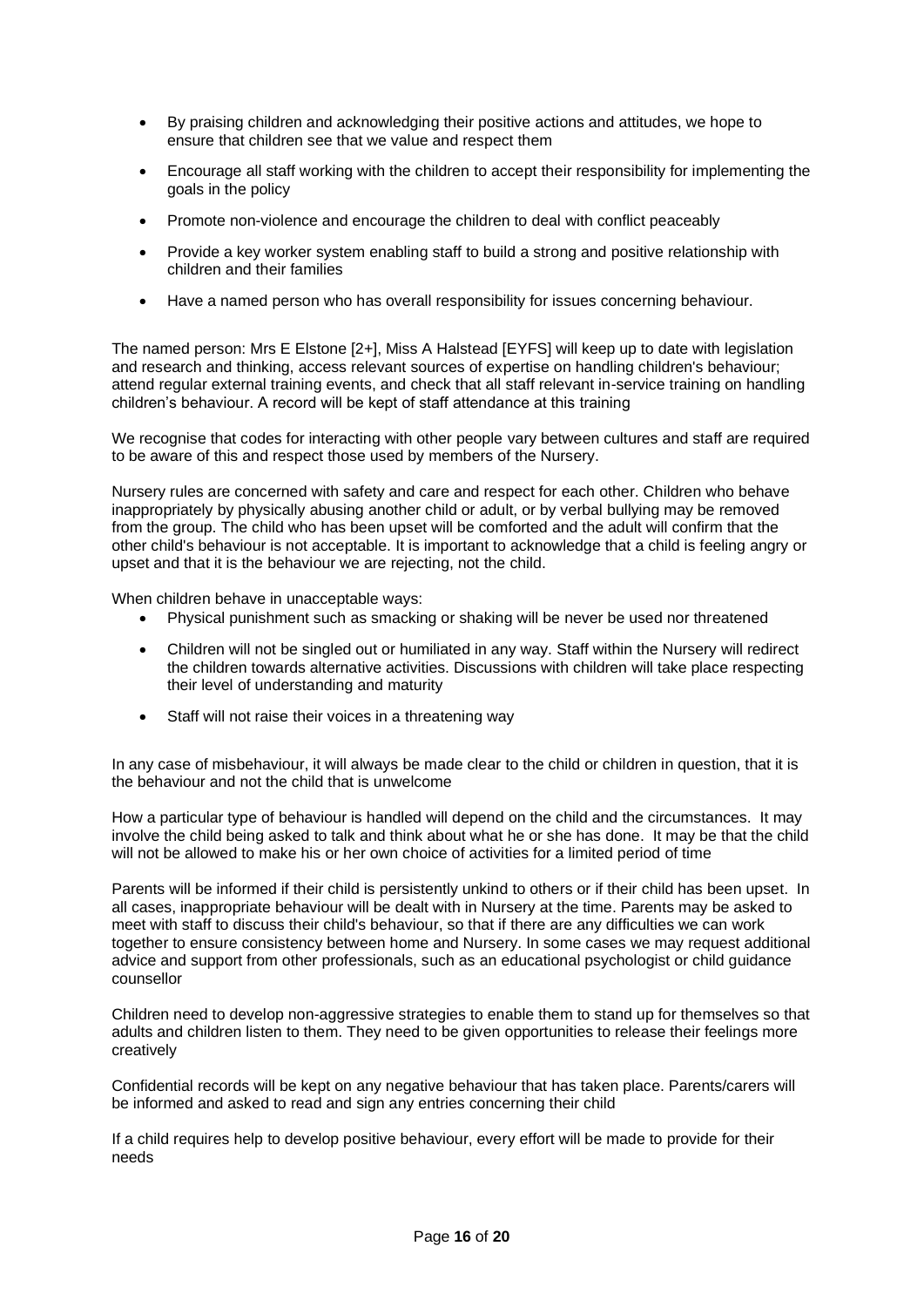- By praising children and acknowledging their positive actions and attitudes, we hope to ensure that children see that we value and respect them
- Encourage all staff working with the children to accept their responsibility for implementing the goals in the policy
- Promote non-violence and encourage the children to deal with conflict peaceably
- Provide a key worker system enabling staff to build a strong and positive relationship with children and their families
- Have a named person who has overall responsibility for issues concerning behaviour.

The named person: Mrs E Elstone [2+], Miss A Halstead [EYFS] will keep up to date with legislation and research and thinking, access relevant sources of expertise on handling children's behaviour; attend regular external training events, and check that all staff relevant in-service training on handling children's behaviour. A record will be kept of staff attendance at this training

We recognise that codes for interacting with other people vary between cultures and staff are required to be aware of this and respect those used by members of the Nursery.

Nursery rules are concerned with safety and care and respect for each other. Children who behave inappropriately by physically abusing another child or adult, or by verbal bullying may be removed from the group. The child who has been upset will be comforted and the adult will confirm that the other child's behaviour is not acceptable. It is important to acknowledge that a child is feeling angry or upset and that it is the behaviour we are rejecting, not the child.

When children behave in unacceptable ways:

- Physical punishment such as smacking or shaking will be never be used nor threatened
- Children will not be singled out or humiliated in any way. Staff within the Nursery will redirect the children towards alternative activities. Discussions with children will take place respecting their level of understanding and maturity
- Staff will not raise their voices in a threatening way

In any case of misbehaviour, it will always be made clear to the child or children in question, that it is the behaviour and not the child that is unwelcome

How a particular type of behaviour is handled will depend on the child and the circumstances. It may involve the child being asked to talk and think about what he or she has done. It may be that the child will not be allowed to make his or her own choice of activities for a limited period of time

Parents will be informed if their child is persistently unkind to others or if their child has been upset. In all cases, inappropriate behaviour will be dealt with in Nursery at the time. Parents may be asked to meet with staff to discuss their child's behaviour, so that if there are any difficulties we can work together to ensure consistency between home and Nursery. In some cases we may request additional advice and support from other professionals, such as an educational psychologist or child guidance counsellor

Children need to develop non-aggressive strategies to enable them to stand up for themselves so that adults and children listen to them. They need to be given opportunities to release their feelings more creatively

Confidential records will be kept on any negative behaviour that has taken place. Parents/carers will be informed and asked to read and sign any entries concerning their child

If a child requires help to develop positive behaviour, every effort will be made to provide for their needs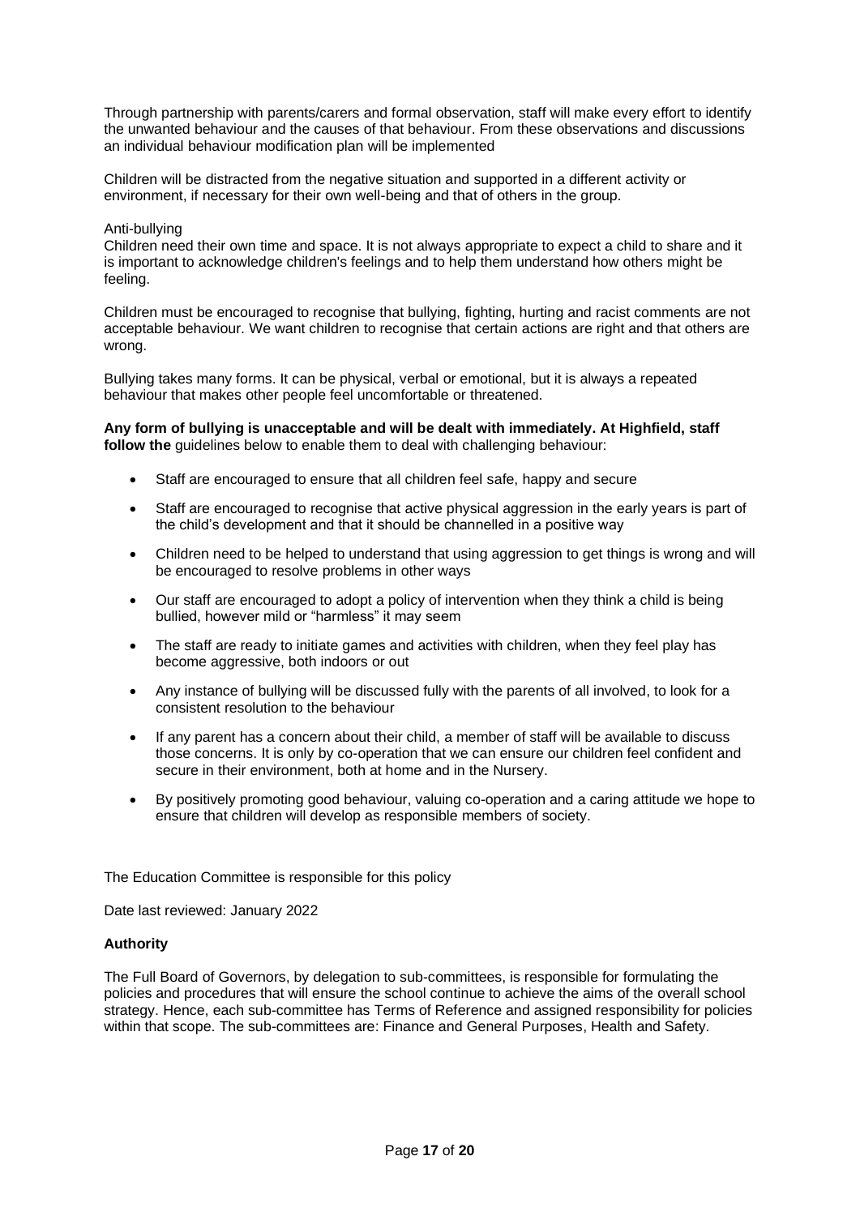Through partnership with parents/carers and formal observation, staff will make every effort to identify the unwanted behaviour and the causes of that behaviour. From these observations and discussions an individual behaviour modification plan will be implemented

Children will be distracted from the negative situation and supported in a different activity or environment, if necessary for their own well-being and that of others in the group.

Anti-bullying

Children need their own time and space. It is not always appropriate to expect a child to share and it is important to acknowledge children's feelings and to help them understand how others might be feeling.

Children must be encouraged to recognise that bullying, fighting, hurting and racist comments are not acceptable behaviour. We want children to recognise that certain actions are right and that others are wrong.

Bullying takes many forms. It can be physical, verbal or emotional, but it is always a repeated behaviour that makes other people feel uncomfortable or threatened.

**Any form of bullying is unacceptable and will be dealt with immediately. At Highfield, staff follow the** guidelines below to enable them to deal with challenging behaviour:

- Staff are encouraged to ensure that all children feel safe, happy and secure
- Staff are encouraged to recognise that active physical aggression in the early years is part of the child's development and that it should be channelled in a positive way
- Children need to be helped to understand that using aggression to get things is wrong and will be encouraged to resolve problems in other ways
- Our staff are encouraged to adopt a policy of intervention when they think a child is being bullied, however mild or "harmless" it may seem
- The staff are ready to initiate games and activities with children, when they feel play has become aggressive, both indoors or out
- Any instance of bullying will be discussed fully with the parents of all involved, to look for a consistent resolution to the behaviour
- If any parent has a concern about their child, a member of staff will be available to discuss those concerns. It is only by co-operation that we can ensure our children feel confident and secure in their environment, both at home and in the Nursery.
- By positively promoting good behaviour, valuing co-operation and a caring attitude we hope to ensure that children will develop as responsible members of society.

The Education Committee is responsible for this policy

Date last reviewed: January 2022

**Authority**

The Full Board of Governors, by delegation to sub-committees, is responsible for formulating the policies and procedures that will ensure the school continue to achieve the aims of the overall school strategy. Hence, each sub-committee has Terms of Reference and assigned responsibility for policies within that scope. The sub-committees are: Finance and General Purposes, Health and Safety.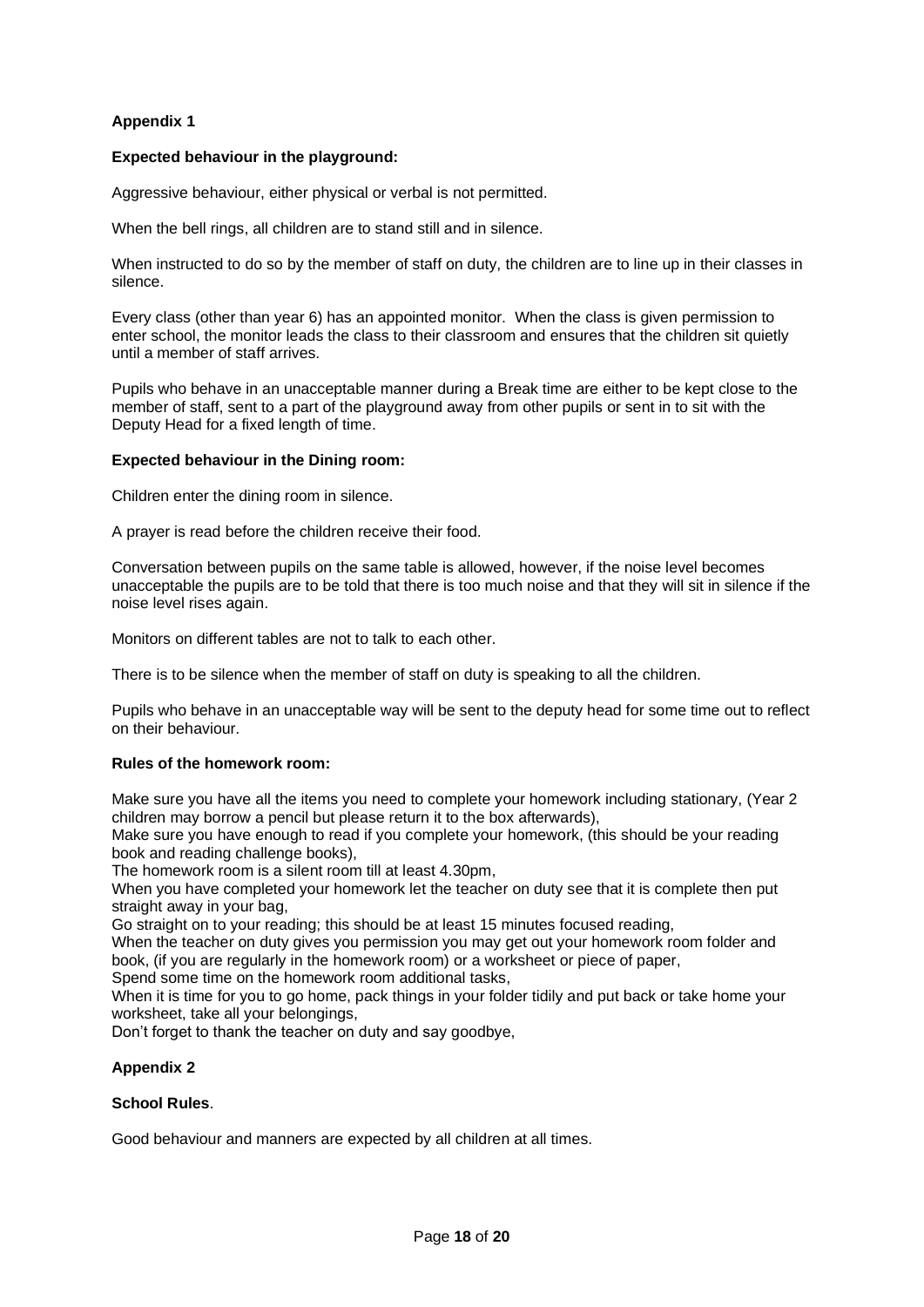## Appendix 1

**Expected behaviour in the playground:**

Aggressive behaviour, either physical or verbal is not permitted.

When the bell rings, all children are to stand still and in silence.

When instructed to do so by the member of staff on duty, the children are to line up in their classes in silence.

Every class (other than year 6) has an appointed monitor. When the class is given permission to enter school, the monitor leads the class to their classroom and ensures that the children sit quietly until a member of staff arrives.

Pupils who behave in an unacceptable manner during a Break time are either to be kept close to the member of staff, sent to a part of the playground away from other pupils or sent in to sit with the Deputy Head for a fixed length of time.

**Expected behaviour in the Dining room:**

Children enter the dining room in silence.

A prayer is read before the children receive their food.

Conversation between pupils on the same table is allowed, however, if the noise level becomes unacceptable the pupils are to be told that there is too much noise and that they will sit in silence if the noise level rises again.

Monitors on different tables are not to talk to each other.

There is to be silence when the member of staff on duty is speaking to all the children.

Pupils who behave in an unacceptable way will be sent to the deputy head for some time out to reflect on their behaviour.

**Rules of the homework room:**

Make sure you have all the items you need to complete your homework including stationary, (Year 2 children may borrow a pencil but please return it to the box afterwards),
Make sure you have enough to read if you complete your homework, (this should be your reading book and reading challenge books),
The homework room is a silent room till at least 4.30pm,
When you have completed your homework let the teacher on duty see that it is complete then put straight away in your bag,
Go straight on to your reading; this should be at least 15 minutes focused reading,
When the teacher on duty gives you permission you may get out your homework room folder and book, (if you are regularly in the homework room) or a worksheet or piece of paper,
Spend some time on the homework room additional tasks,
When it is time for you to go home, pack things in your folder tidily and put back or take home your worksheet, take all your belongings,
Don't forget to thank the teacher on duty and say goodbye,

## Appendix 2

**School Rules**.

Good behaviour and manners are expected by all children at all times.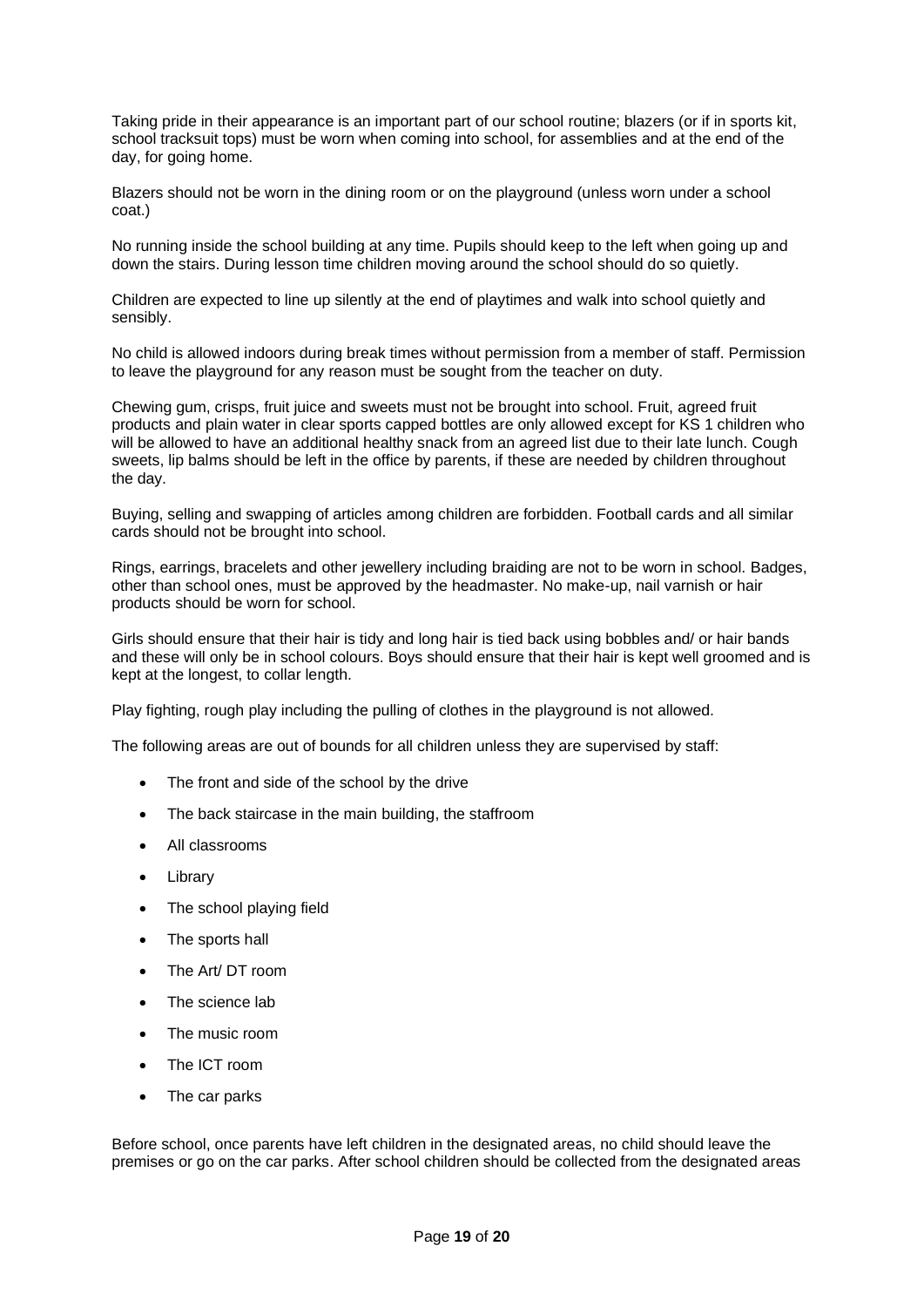Taking pride in their appearance is an important part of our school routine; blazers (or if in sports kit, school tracksuit tops) must be worn when coming into school, for assemblies and at the end of the day, for going home.

Blazers should not be worn in the dining room or on the playground (unless worn under a school coat.)

No running inside the school building at any time. Pupils should keep to the left when going up and down the stairs. During lesson time children moving around the school should do so quietly.

Children are expected to line up silently at the end of playtimes and walk into school quietly and sensibly.

No child is allowed indoors during break times without permission from a member of staff. Permission to leave the playground for any reason must be sought from the teacher on duty.

Chewing gum, crisps, fruit juice and sweets must not be brought into school. Fruit, agreed fruit products and plain water in clear sports capped bottles are only allowed except for KS 1 children who will be allowed to have an additional healthy snack from an agreed list due to their late lunch. Cough sweets, lip balms should be left in the office by parents, if these are needed by children throughout the day.

Buying, selling and swapping of articles among children are forbidden. Football cards and all similar cards should not be brought into school.

Rings, earrings, bracelets and other jewellery including braiding are not to be worn in school. Badges, other than school ones, must be approved by the headmaster. No make-up, nail varnish or hair products should be worn for school.

Girls should ensure that their hair is tidy and long hair is tied back using bobbles and/ or hair bands and these will only be in school colours. Boys should ensure that their hair is kept well groomed and is kept at the longest, to collar length.

Play fighting, rough play including the pulling of clothes in the playground is not allowed.

The following areas are out of bounds for all children unless they are supervised by staff:

- The front and side of the school by the drive
- The back staircase in the main building, the staffroom
- All classrooms
- Library
- The school playing field
- The sports hall
- The Art/ DT room
- The science lab
- The music room
- The ICT room
- The car parks

Before school, once parents have left children in the designated areas, no child should leave the premises or go on the car parks. After school children should be collected from the designated areas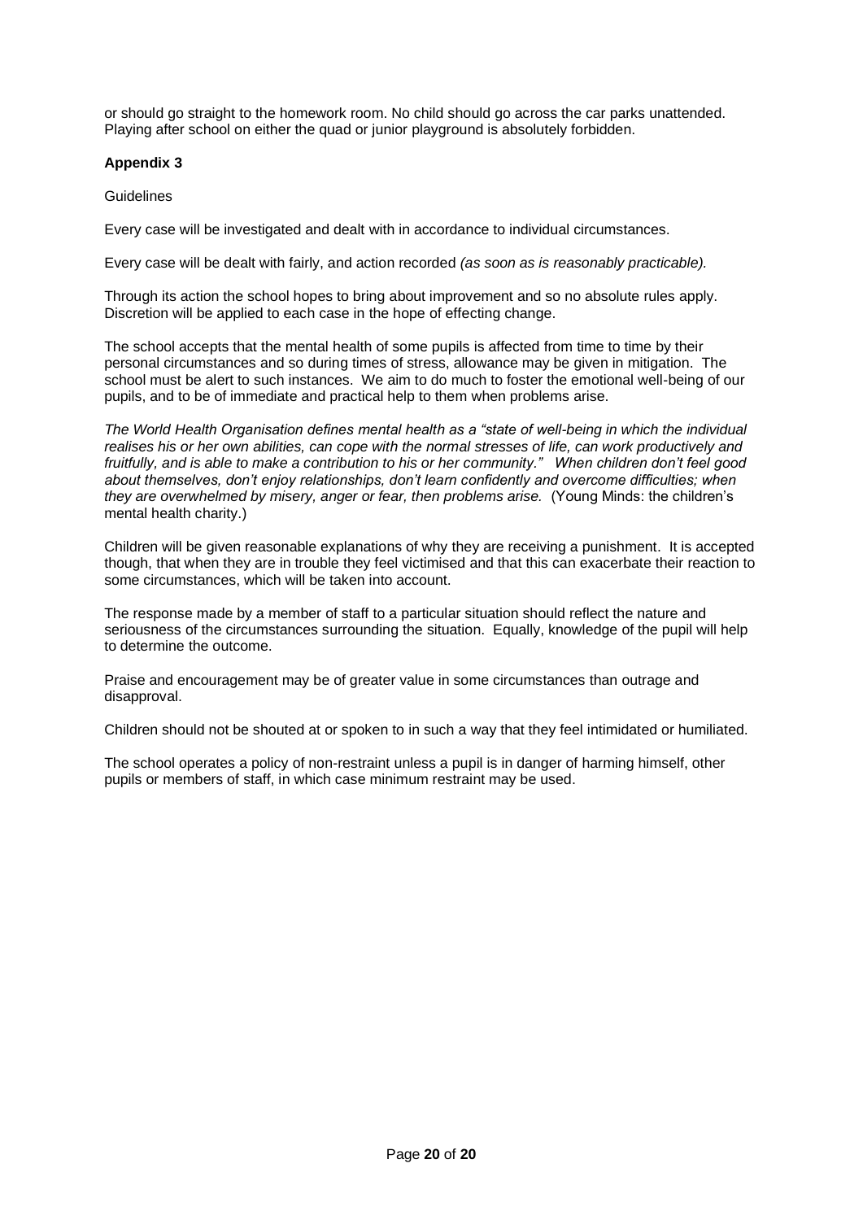or should go straight to the homework room. No child should go across the car parks unattended. Playing after school on either the quad or junior playground is absolutely forbidden.

**Appendix 3**

Guidelines

Every case will be investigated and dealt with in accordance to individual circumstances.

Every case will be dealt with fairly, and action recorded *(as soon as is reasonably practicable).*

Through its action the school hopes to bring about improvement and so no absolute rules apply. Discretion will be applied to each case in the hope of effecting change.

The school accepts that the mental health of some pupils is affected from time to time by their personal circumstances and so during times of stress, allowance may be given in mitigation. The school must be alert to such instances. We aim to do much to foster the emotional well-being of our pupils, and to be of immediate and practical help to them when problems arise.

*The World Health Organisation defines mental health as a "state of well-being in which the individual realises his or her own abilities, can cope with the normal stresses of life, can work productively and fruitfully, and is able to make a contribution to his or her community." When children don't feel good about themselves, don't enjoy relationships, don't learn confidently and overcome difficulties; when they are overwhelmed by misery, anger or fear, then problems arise.* (Young Minds: the children's mental health charity.)

Children will be given reasonable explanations of why they are receiving a punishment. It is accepted though, that when they are in trouble they feel victimised and that this can exacerbate their reaction to some circumstances, which will be taken into account.

The response made by a member of staff to a particular situation should reflect the nature and seriousness of the circumstances surrounding the situation. Equally, knowledge of the pupil will help to determine the outcome.

Praise and encouragement may be of greater value in some circumstances than outrage and disapproval.

Children should not be shouted at or spoken to in such a way that they feel intimidated or humiliated.

The school operates a policy of non-restraint unless a pupil is in danger of harming himself, other pupils or members of staff, in which case minimum restraint may be used.